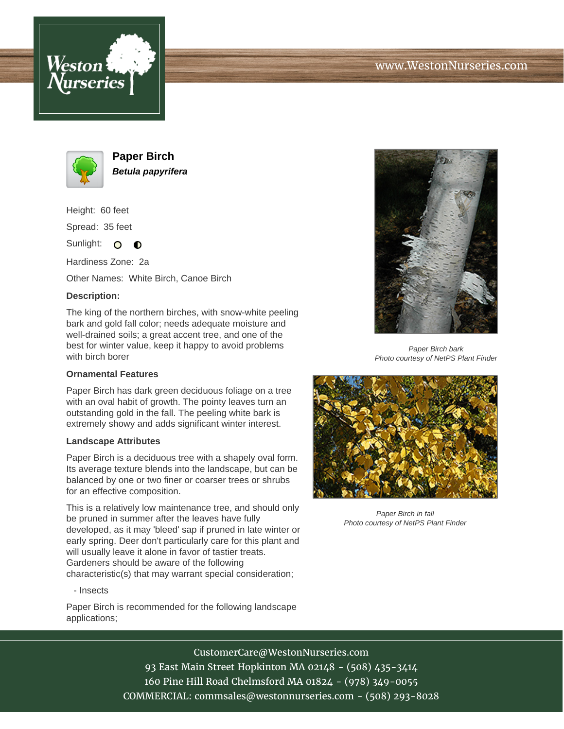# Paper Birch

***Betula papyrifera***

Height: 60 feet

Spread: 35 feet

Sunlight:

Hardiness Zone: 2a

Other Names: White Birch, Canoe Birch

**Description:**

The king of the northern birches, with snow-white peeling bark and gold fall color; needs adequate moisture and well-drained soils; a great accent tree, and one of the best for winter value, keep it happy to avoid problems with birch borer

### Ornamental Features

Paper Birch has dark green deciduous foliage on a tree with an oval habit of growth. The pointy leaves turn an outstanding gold in the fall. The peeling white bark is extremely showy and adds significant winter interest.

### Landscape Attributes

Paper Birch is a deciduous tree with a shapely oval form. Its average texture blends into the landscape, but can be balanced by one or two finer or coarser trees or shrubs for an effective composition.

This is a relatively low maintenance tree, and should only be pruned in summer after the leaves have fully developed, as it may 'bleed' sap if pruned in late winter or early spring. Deer don't particularly care for this plant and will usually leave it alone in favor of tastier treats. Gardeners should be aware of the following characteristic(s) that may warrant special consideration;

- Insects

Paper Birch is recommended for the following landscape applications;

*Paper Birch bark*
*Photo courtesy of NetPS Plant Finder*

*Paper Birch in fall*
*Photo courtesy of NetPS Plant Finder*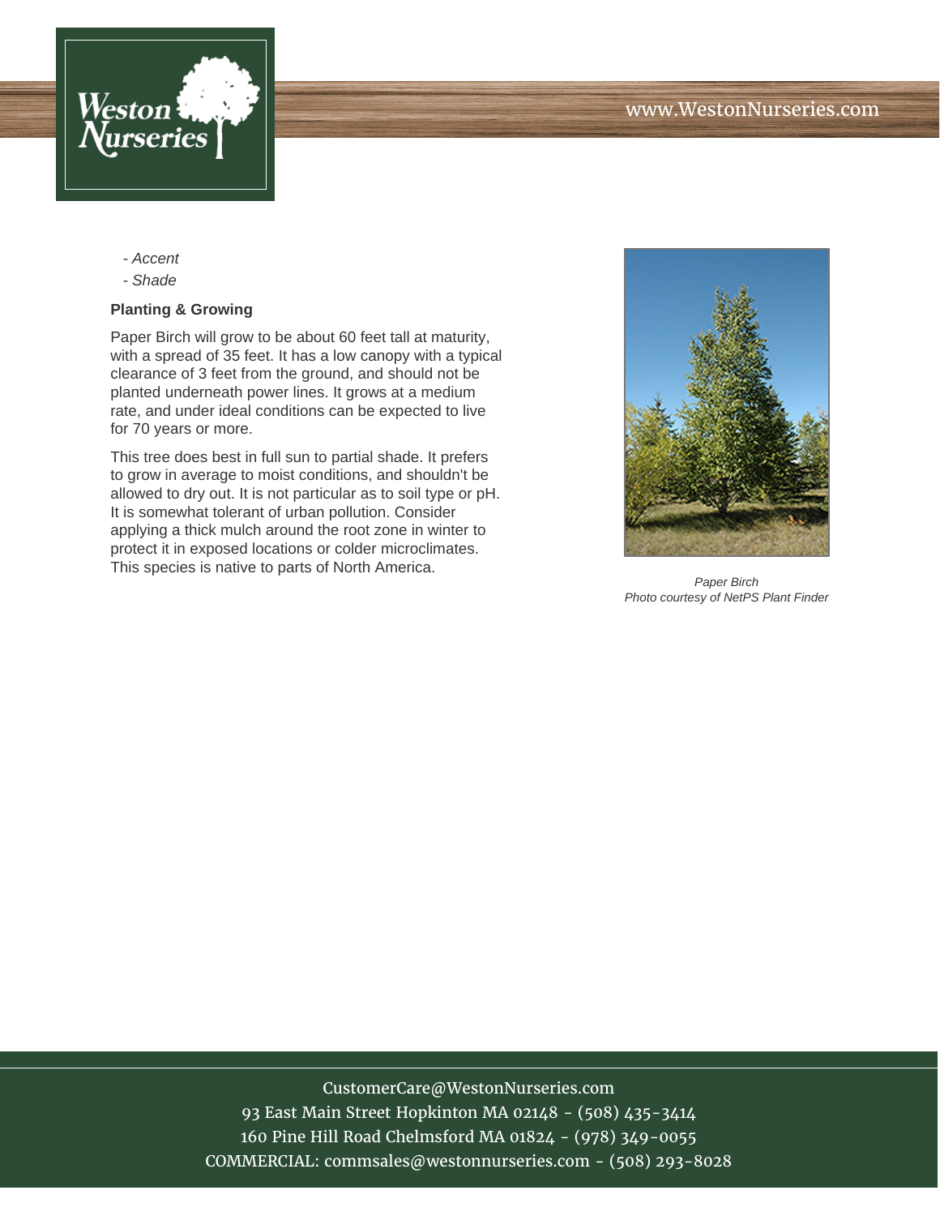- *Accent*
- *Shade*

**Planting & Growing**

Paper Birch will grow to be about 60 feet tall at maturity, with a spread of 35 feet. It has a low canopy with a typical clearance of 3 feet from the ground, and should not be planted underneath power lines. It grows at a medium rate, and under ideal conditions can be expected to live for 70 years or more.

This tree does best in full sun to partial shade. It prefers to grow in average to moist conditions, and shouldn't be allowed to dry out. It is not particular as to soil type or pH. It is somewhat tolerant of urban pollution. Consider applying a thick mulch around the root zone in winter to protect it in exposed locations or colder microclimates. This species is native to parts of North America.

*Paper Birch*
*Photo courtesy of NetPS Plant Finder*